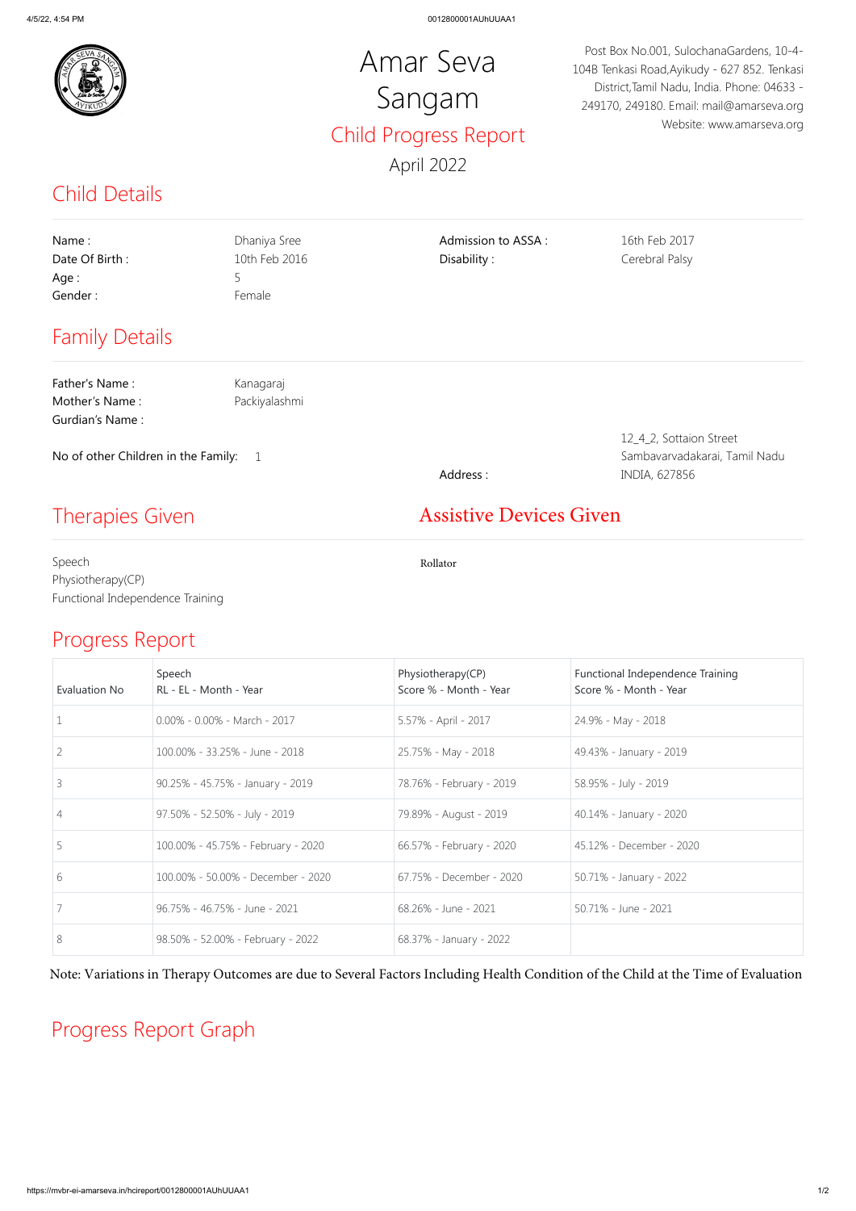# Amar Seva Sangam

## Child Progress Report

April 2022

Post Box No.001, SulochanaGardens, 10-4-104B Tenkasi Road,Ayikudy - 627 852. Tenkasi District,Tamil Nadu, India. Phone: 04633 - 249170, 249180. Email: mail@amarseva.org Website: www.amarseva.org

## Child Details

| | | | |
|---|---|---|---|
| Name : | Dhaniya Sree | Admission to ASSA : | 16th Feb 2017 |
| Date Of Birth : | 10th Feb 2016 | Disability : | Cerebral Palsy |
| Age : | 5 | | |
| Gender : | Female | | |

## Family Details

Father's Name : Kanagaraj
Mother's Name : Packiyalashmi
Gurdian's Name :

No of other Children in the Family: 1

Address : 12_4_2, Sottaion Street Sambavarvadakarai, Tamil Nadu INDIA, 627856

## Therapies Given

Speech
Physiotherapy(CP)
Functional Independence Training

## Assistive Devices Given

Rollator

## Progress Report

| Evaluation No | Speech RL - EL - Month - Year | Physiotherapy(CP) Score % - Month - Year | Functional Independence Training Score % - Month - Year |
|---|---|---|---|
| 1 | 0.00% - 0.00% - March - 2017 | 5.57% - April - 2017 | 24.9% - May - 2018 |
| 2 | 100.00% - 33.25% - June - 2018 | 25.75% - May - 2018 | 49.43% - January - 2019 |
| 3 | 90.25% - 45.75% - January - 2019 | 78.76% - February - 2019 | 58.95% - July - 2019 |
| 4 | 97.50% - 52.50% - July - 2019 | 79.89% - August - 2019 | 40.14% - January - 2020 |
| 5 | 100.00% - 45.75% - February - 2020 | 66.57% - February - 2020 | 45.12% - December - 2020 |
| 6 | 100.00% - 50.00% - December - 2020 | 67.75% - December - 2020 | 50.71% - January - 2022 |
| 7 | 96.75% - 46.75% - June - 2021 | 68.26% - June - 2021 | 50.71% - June - 2021 |
| 8 | 98.50% - 52.00% - February - 2022 | 68.37% - January - 2022 | |

Note: Variations in Therapy Outcomes are due to Several Factors Including Health Condition of the Child at the Time of Evaluation

## Progress Report Graph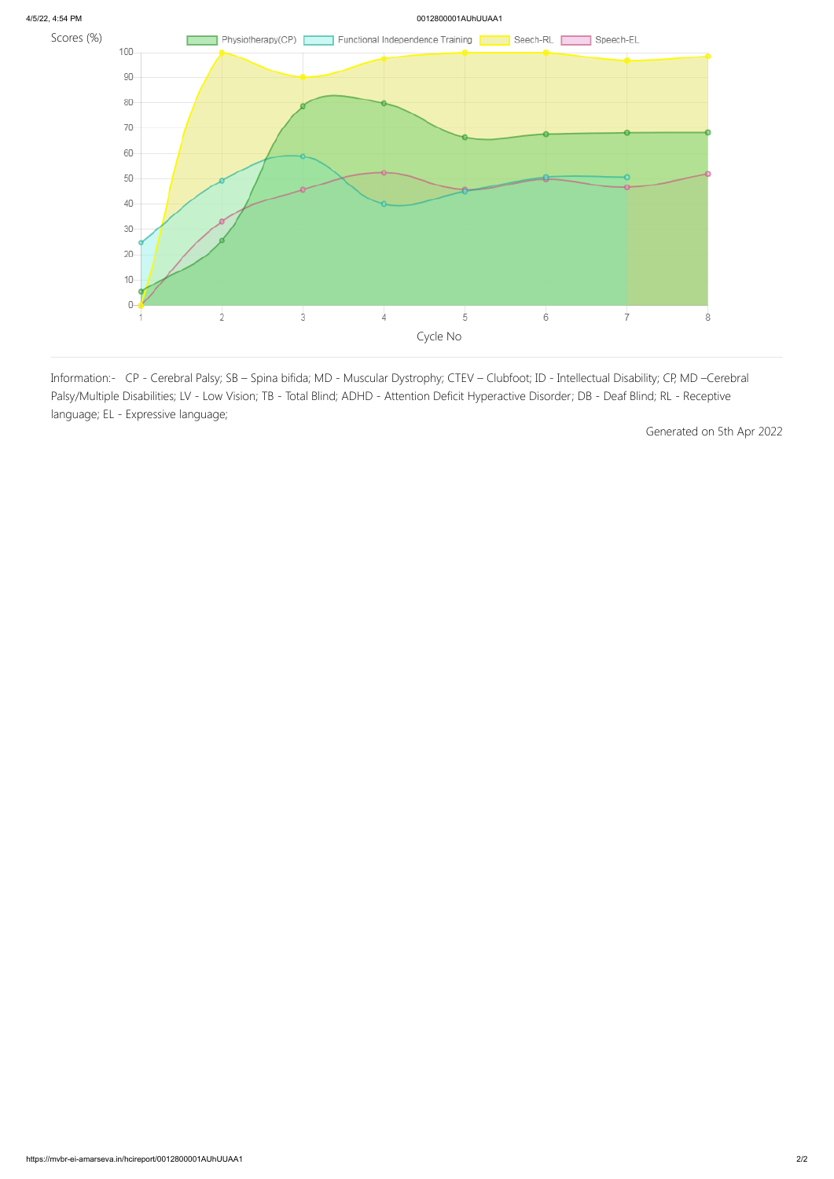Scores (%)

Physiotherapy(CP) Functional Independence Training Seech-RL Speech-EL

100
90
80
70
60
50
40
30
20
10
0

1 2 3 4 5 6 7 8

Cycle No

Information:- CP - Cerebral Palsy; SB – Spina bifida; MD - Muscular Dystrophy; CTEV – Clubfoot; ID - Intellectual Disability; CP, MD –Cerebral Palsy/Multiple Disabilities; LV - Low Vision; TB - Total Blind; ADHD - Attention Deficit Hyperactive Disorder; DB - Deaf Blind; RL - Receptive language; EL - Expressive language;

Generated on 5th Apr 2022